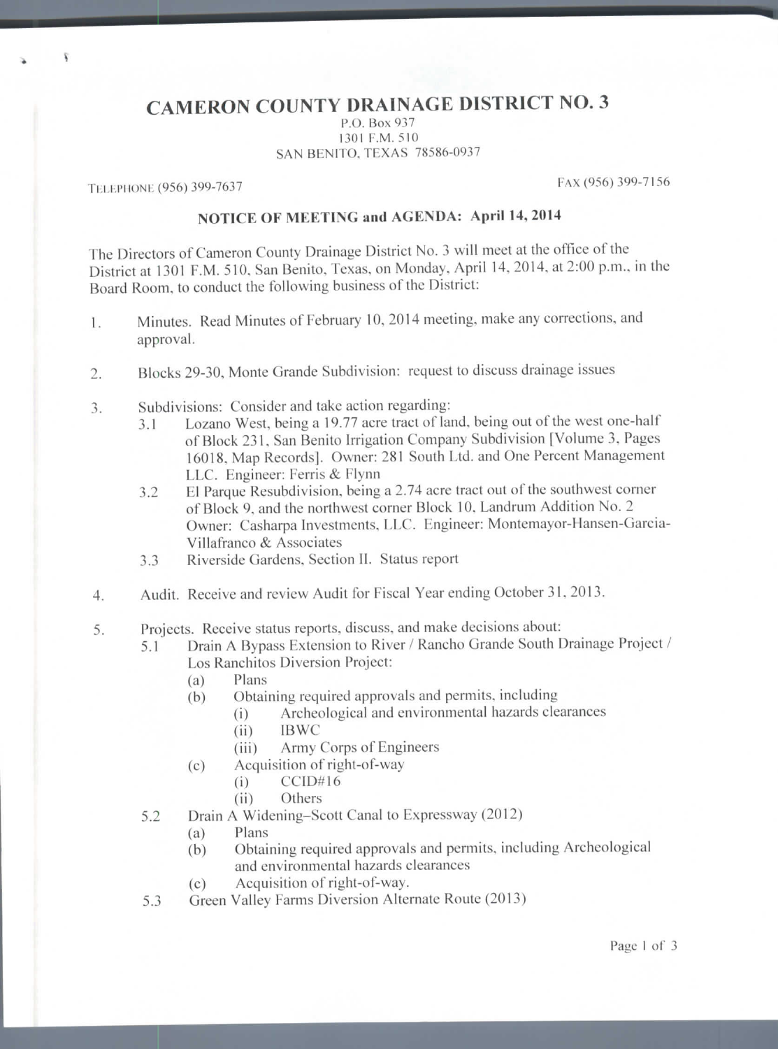# CAMERON COUNTY DRAINAGE DISTRICT NO. 3

P.O. Box 937
1301 F.M. 510
SAN BENITO, TEXAS 78586-0937

TELEPHONE (956) 399-7637 FAX (956) 399-7156

## NOTICE OF MEETING and AGENDA: April 14, 2014

The Directors of Cameron County Drainage District No. 3 will meet at the office of the District at 1301 F.M. 510, San Benito, Texas, on Monday, April 14, 2014, at 2:00 p.m., in the Board Room, to conduct the following business of the District:

1. Minutes. Read Minutes of February 10, 2014 meeting, make any corrections, and approval.

2. Blocks 29-30, Monte Grande Subdivision: request to discuss drainage issues

3. Subdivisions: Consider and take action regarding:
   - 3.1 Lozano West, being a 19.77 acre tract of land, being out of the west one-half of Block 231, San Benito Irrigation Company Subdivision [Volume 3, Pages 16018, Map Records]. Owner: 281 South Ltd. and One Percent Management LLC. Engineer: Ferris & Flynn
   - 3.2 El Parque Resubdivision, being a 2.74 acre tract out of the southwest corner of Block 9, and the northwest corner Block 10, Landrum Addition No. 2 Owner: Casharpa Investments, LLC. Engineer: Montemayor-Hansen-Garcia-Villafranco & Associates
   - 3.3 Riverside Gardens, Section II. Status report

4. Audit. Receive and review Audit for Fiscal Year ending October 31, 2013.

5. Projects. Receive status reports, discuss, and make decisions about:
   - 5.1 Drain A Bypass Extension to River / Rancho Grande South Drainage Project / Los Ranchitos Diversion Project:
     - (a) Plans
     - (b) Obtaining required approvals and permits, including
       - (i) Archeological and environmental hazards clearances
       - (ii) IBWC
       - (iii) Army Corps of Engineers
     - (c) Acquisition of right-of-way
       - (i) CCID#16
       - (ii) Others
   - 5.2 Drain A Widening–Scott Canal to Expressway (2012)
     - (a) Plans
     - (b) Obtaining required approvals and permits, including Archeological and environmental hazards clearances
     - (c) Acquisition of right-of-way.
   - 5.3 Green Valley Farms Diversion Alternate Route (2013)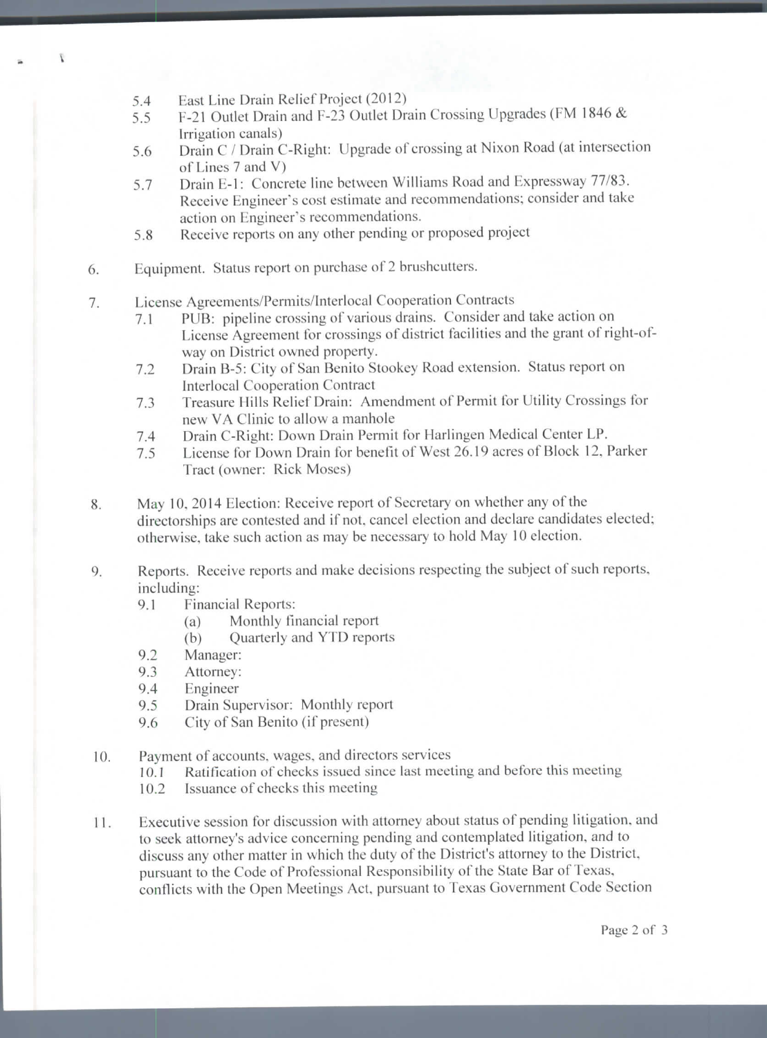5.4 East Line Drain Relief Project (2012)

5.5 F-21 Outlet Drain and F-23 Outlet Drain Crossing Upgrades (FM 1846 & Irrigation canals)

5.6 Drain C / Drain C-Right: Upgrade of crossing at Nixon Road (at intersection of Lines 7 and V)

5.7 Drain E-1: Concrete line between Williams Road and Expressway 77/83. Receive Engineer's cost estimate and recommendations; consider and take action on Engineer's recommendations.

5.8 Receive reports on any other pending or proposed project

6. Equipment. Status report on purchase of 2 brushcutters.

7. License Agreements/Permits/Interlocal Cooperation Contracts

   7.1 PUB: pipeline crossing of various drains. Consider and take action on License Agreement for crossings of district facilities and the grant of right-of-way on District owned property.

   7.2 Drain B-5: City of San Benito Stookey Road extension. Status report on Interlocal Cooperation Contract

   7.3 Treasure Hills Relief Drain: Amendment of Permit for Utility Crossings for new VA Clinic to allow a manhole

   7.4 Drain C-Right: Down Drain Permit for Harlingen Medical Center LP.

   7.5 License for Down Drain for benefit of West 26.19 acres of Block 12, Parker Tract (owner: Rick Moses)

8. May 10, 2014 Election: Receive report of Secretary on whether any of the directorships are contested and if not, cancel election and declare candidates elected; otherwise, take such action as may be necessary to hold May 10 election.

9. Reports. Receive reports and make decisions respecting the subject of such reports, including:

   9.1 Financial Reports:
      (a) Monthly financial report
      (b) Quarterly and YTD reports

   9.2 Manager:

   9.3 Attorney:

   9.4 Engineer

   9.5 Drain Supervisor: Monthly report

   9.6 City of San Benito (if present)

10. Payment of accounts, wages, and directors services

   10.1 Ratification of checks issued since last meeting and before this meeting

   10.2 Issuance of checks this meeting

11. Executive session for discussion with attorney about status of pending litigation, and to seek attorney's advice concerning pending and contemplated litigation, and to discuss any other matter in which the duty of the District's attorney to the District, pursuant to the Code of Professional Responsibility of the State Bar of Texas, conflicts with the Open Meetings Act, pursuant to Texas Government Code Section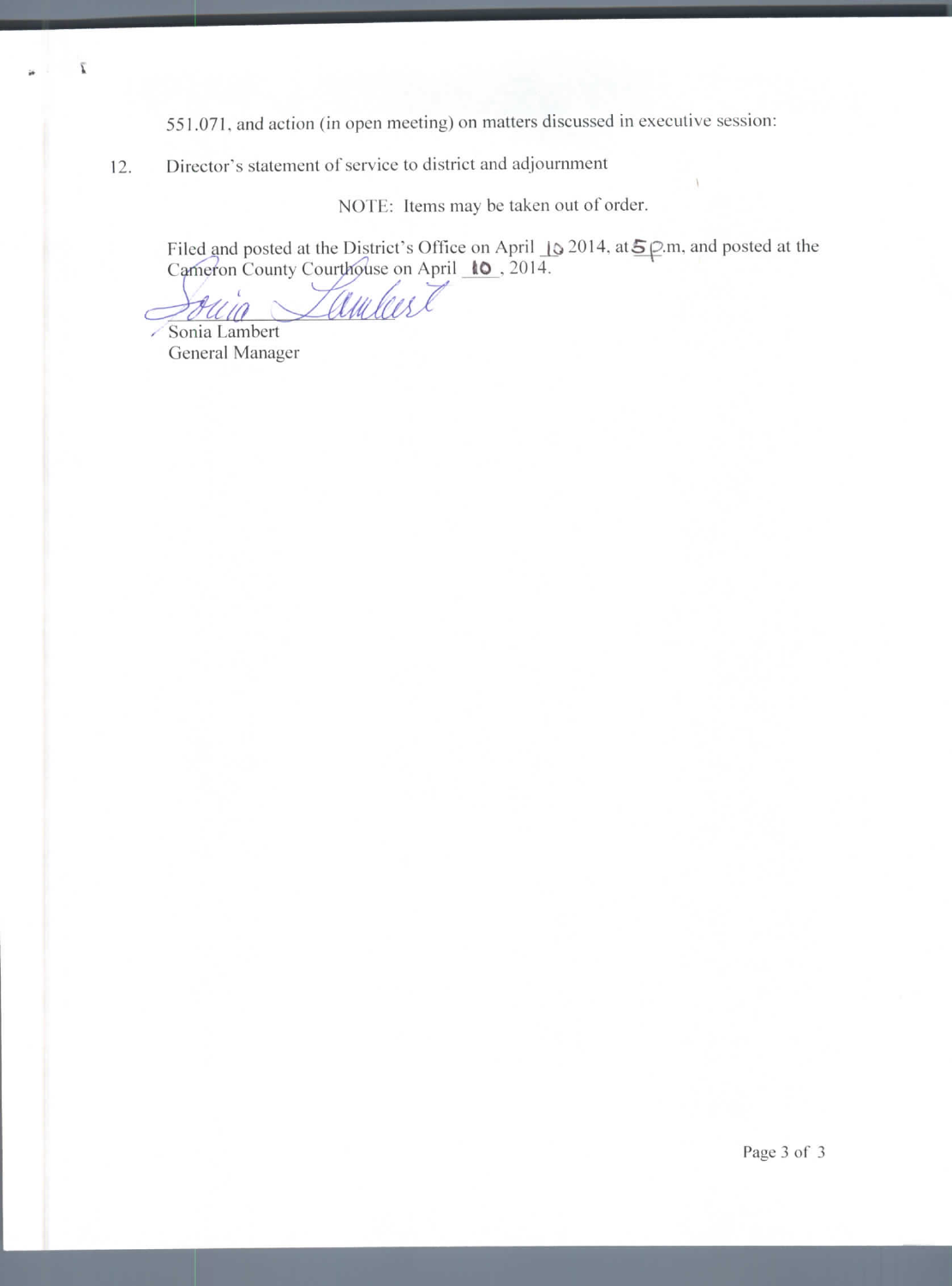551.071, and action (in open meeting) on matters discussed in executive session:

12. Director's statement of service to district and adjournment

NOTE: Items may be taken out of order.

Filed and posted at the District's Office on April 10 2014, at 5 p.m. and posted at the Cameron County Courthouse on April 10, 2014.

Sonia Lambert

Sonia Lambert
General Manager